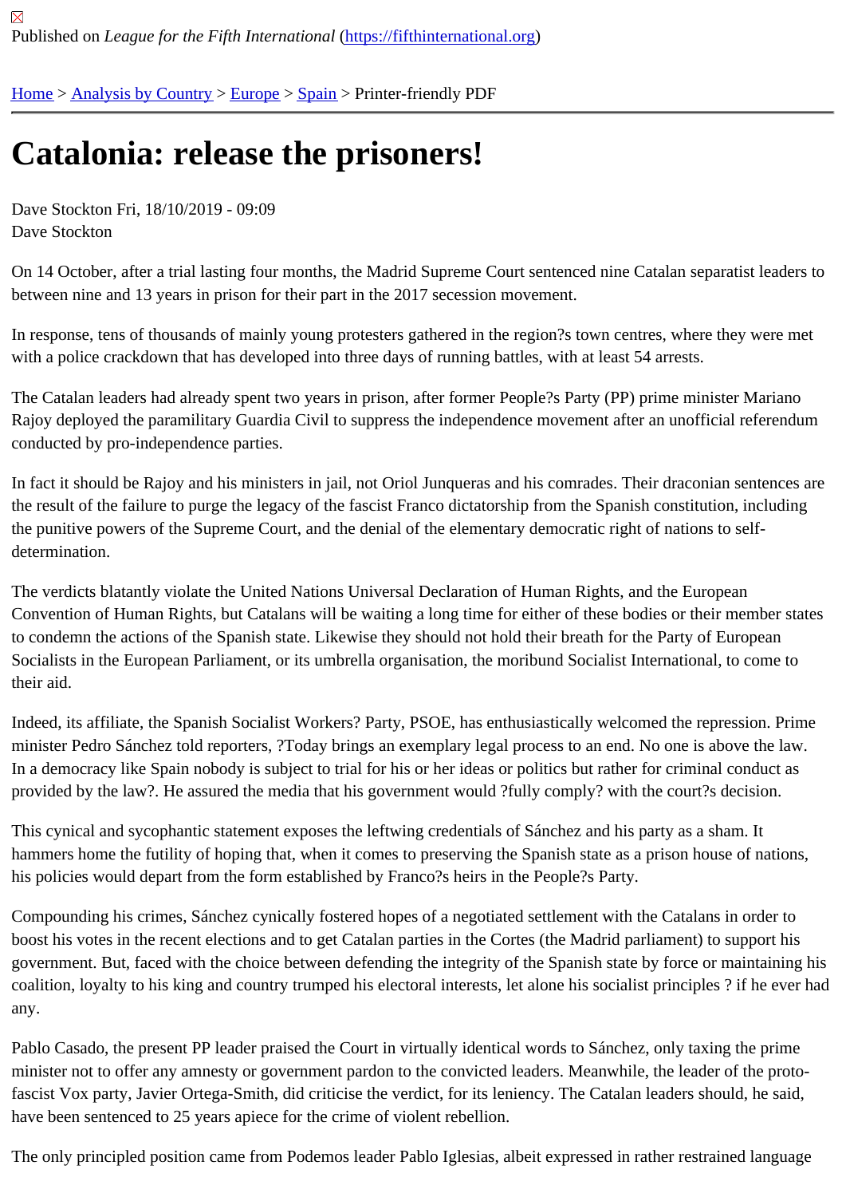Published on *League for the Fifth International* (https://fifthinternational.org)

Home > Analysis by Country > Europe > Spain > Printer-friendly PDF

# Catalonia: release the prisoners!

Dave Stockton Fri, 18/10/2019 - 09:09
Dave Stockton

On 14 October, after a trial lasting four months, the Madrid Supreme Court sentenced nine Catalan separatist leaders to between nine and 13 years in prison for their part in the 2017 secession movement.

In response, tens of thousands of mainly young protesters gathered in the region?s town centres, where they were met with a police crackdown that has developed into three days of running battles, with at least 54 arrests.

The Catalan leaders had already spent two years in prison, after former People?s Party (PP) prime minister Mariano Rajoy deployed the paramilitary Guardia Civil to suppress the independence movement after an unofficial referendum conducted by pro-independence parties.

In fact it should be Rajoy and his ministers in jail, not Oriol Junqueras and his comrades. Their draconian sentences are the result of the failure to purge the legacy of the fascist Franco dictatorship from the Spanish constitution, including the punitive powers of the Supreme Court, and the denial of the elementary democratic right of nations to self-determination.

The verdicts blatantly violate the United Nations Universal Declaration of Human Rights, and the European Convention of Human Rights, but Catalans will be waiting a long time for either of these bodies or their member states to condemn the actions of the Spanish state. Likewise they should not hold their breath for the Party of European Socialists in the European Parliament, or its umbrella organisation, the moribund Socialist International, to come to their aid.

Indeed, its affiliate, the Spanish Socialist Workers? Party, PSOE, has enthusiastically welcomed the repression. Prime minister Pedro Sánchez told reporters, ?Today brings an exemplary legal process to an end. No one is above the law. In a democracy like Spain nobody is subject to trial for his or her ideas or politics but rather for criminal conduct as provided by the law?. He assured the media that his government would ?fully comply? with the court?s decision.

This cynical and sycophantic statement exposes the leftwing credentials of Sánchez and his party as a sham. It hammers home the futility of hoping that, when it comes to preserving the Spanish state as a prison house of nations, his policies would depart from the form established by Franco?s heirs in the People?s Party.

Compounding his crimes, Sánchez cynically fostered hopes of a negotiated settlement with the Catalans in order to boost his votes in the recent elections and to get Catalan parties in the Cortes (the Madrid parliament) to support his government. But, faced with the choice between defending the integrity of the Spanish state by force or maintaining his coalition, loyalty to his king and country trumped his electoral interests, let alone his socialist principles ? if he ever had any.

Pablo Casado, the present PP leader praised the Court in virtually identical words to Sánchez, only taxing the prime minister not to offer any amnesty or government pardon to the convicted leaders. Meanwhile, the leader of the proto-fascist Vox party, Javier Ortega-Smith, did criticise the verdict, for its leniency. The Catalan leaders should, he said, have been sentenced to 25 years apiece for the crime of violent rebellion.

The only principled position came from Podemos leader Pablo Iglesias, albeit expressed in rather restrained language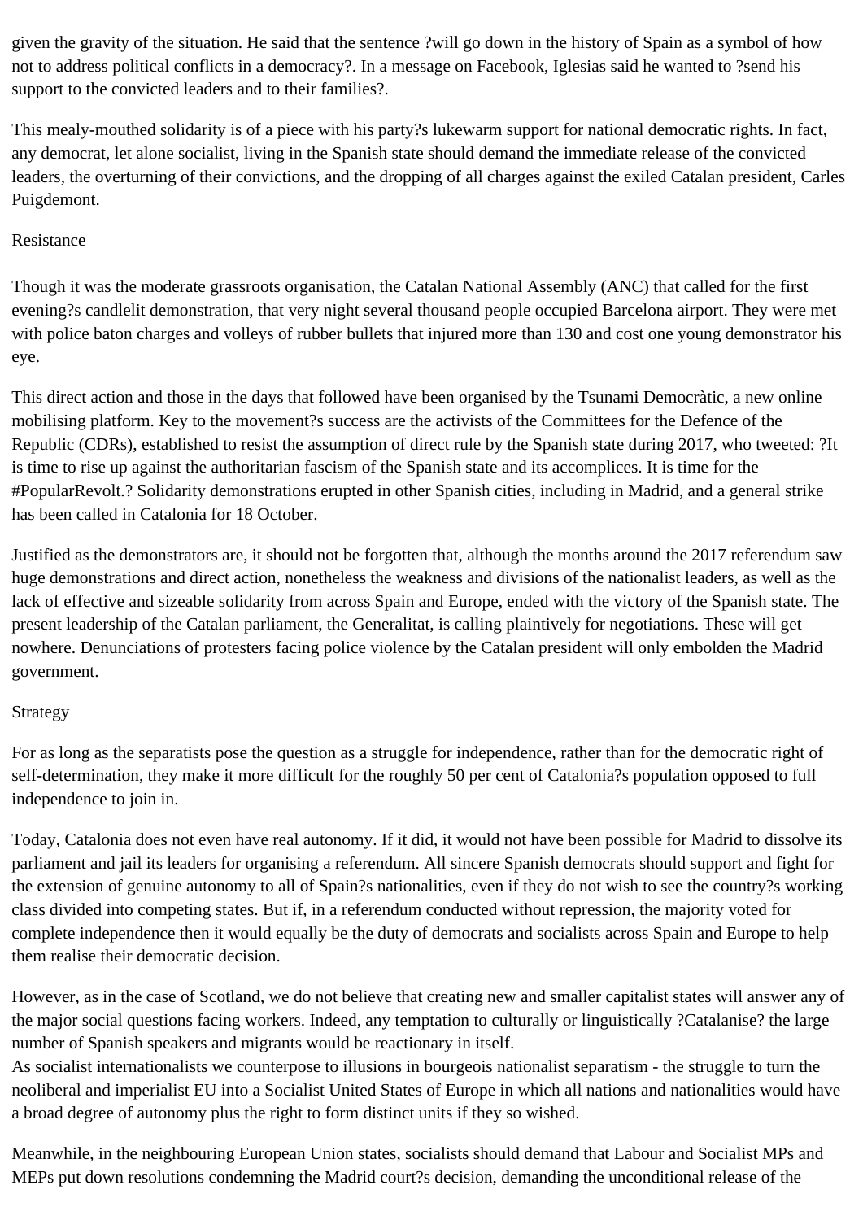given the gravity of the situation. He said that the sentence ?will go down in the history of Spain as a symbol of how not to address political conflicts in a democracy?. In a message on Facebook, Iglesias said he wanted to ?send his support to the convicted leaders and to their families?.

This mealy-mouthed solidarity is of a piece with his party?s lukewarm support for national democratic rights. In fact, any democrat, let alone socialist, living in the Spanish state should demand the immediate release of the convicted leaders, the overturning of their convictions, and the dropping of all charges against the exiled Catalan president, Carles Puigdemont.

## Resistance

Though it was the moderate grassroots organisation, the Catalan National Assembly (ANC) that called for the first evening?s candlelit demonstration, that very night several thousand people occupied Barcelona airport. They were met with police baton charges and volleys of rubber bullets that injured more than 130 and cost one young demonstrator his eye.

This direct action and those in the days that followed have been organised by the Tsunami Democràtic, a new online mobilising platform. Key to the movement?s success are the activists of the Committees for the Defence of the Republic (CDRs), established to resist the assumption of direct rule by the Spanish state during 2017, who tweeted: ?It is time to rise up against the authoritarian fascism of the Spanish state and its accomplices. It is time for the #PopularRevolt.? Solidarity demonstrations erupted in other Spanish cities, including in Madrid, and a general strike has been called in Catalonia for 18 October.

Justified as the demonstrators are, it should not be forgotten that, although the months around the 2017 referendum saw huge demonstrations and direct action, nonetheless the weakness and divisions of the nationalist leaders, as well as the lack of effective and sizeable solidarity from across Spain and Europe, ended with the victory of the Spanish state. The present leadership of the Catalan parliament, the Generalitat, is calling plaintively for negotiations. These will get nowhere. Denunciations of protesters facing police violence by the Catalan president will only embolden the Madrid government.

## Strategy

For as long as the separatists pose the question as a struggle for independence, rather than for the democratic right of self-determination, they make it more difficult for the roughly 50 per cent of Catalonia?s population opposed to full independence to join in.

Today, Catalonia does not even have real autonomy. If it did, it would not have been possible for Madrid to dissolve its parliament and jail its leaders for organising a referendum. All sincere Spanish democrats should support and fight for the extension of genuine autonomy to all of Spain?s nationalities, even if they do not wish to see the country?s working class divided into competing states. But if, in a referendum conducted without repression, the majority voted for complete independence then it would equally be the duty of democrats and socialists across Spain and Europe to help them realise their democratic decision.

However, as in the case of Scotland, we do not believe that creating new and smaller capitalist states will answer any of the major social questions facing workers. Indeed, any temptation to culturally or linguistically ?Catalanise? the large number of Spanish speakers and migrants would be reactionary in itself.
As socialist internationalists we counterpose to illusions in bourgeois nationalist separatism - the struggle to turn the neoliberal and imperialist EU into a Socialist United States of Europe in which all nations and nationalities would have a broad degree of autonomy plus the right to form distinct units if they so wished.

Meanwhile, in the neighbouring European Union states, socialists should demand that Labour and Socialist MPs and MEPs put down resolutions condemning the Madrid court?s decision, demanding the unconditional release of the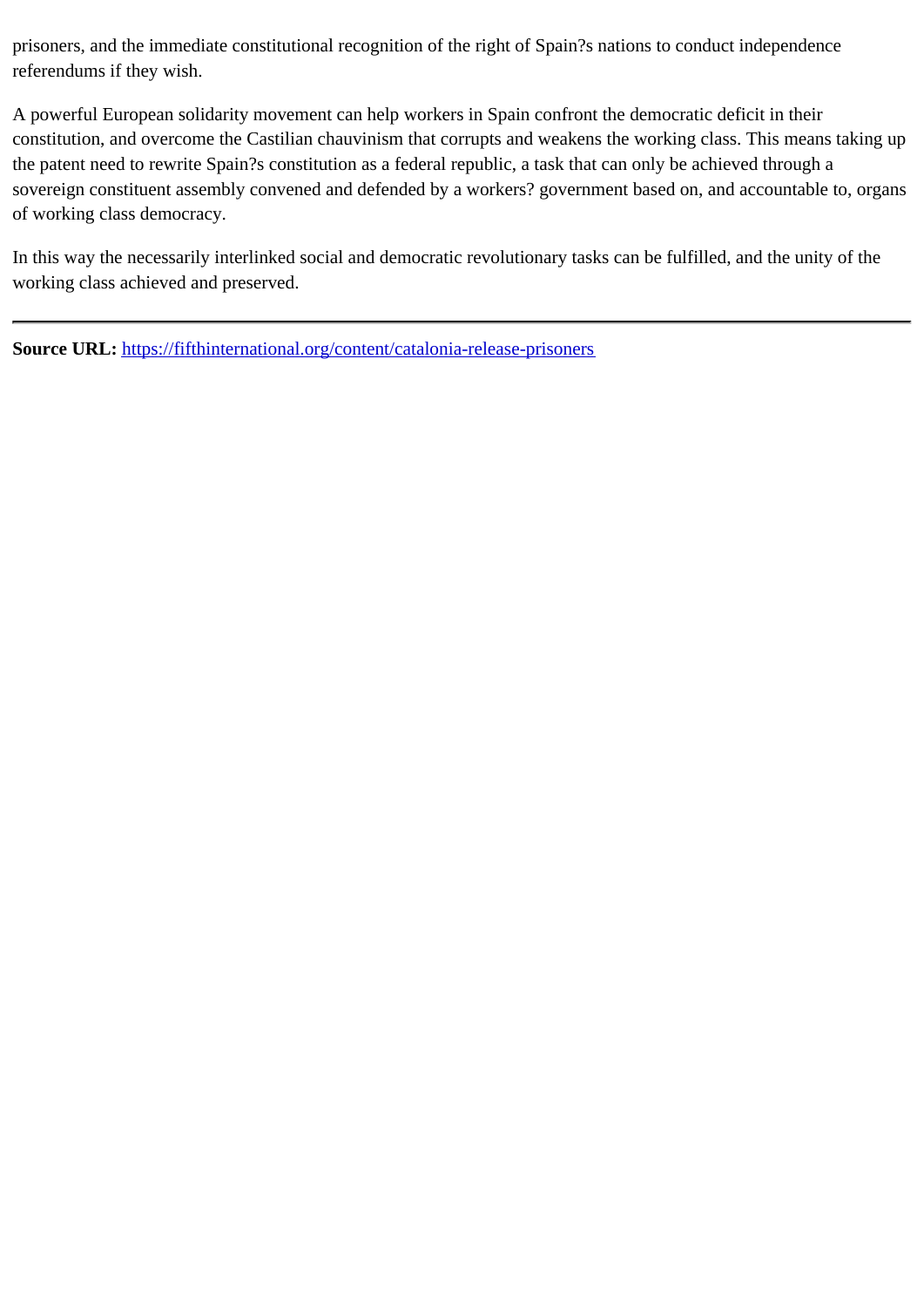prisoners, and the immediate constitutional recognition of the right of Spain?s nations to conduct independence referendums if they wish.

A powerful European solidarity movement can help workers in Spain confront the democratic deficit in their constitution, and overcome the Castilian chauvinism that corrupts and weakens the working class. This means taking up the patent need to rewrite Spain?s constitution as a federal republic, a task that can only be achieved through a sovereign constituent assembly convened and defended by a workers? government based on, and accountable to, organs of working class democracy.

In this way the necessarily interlinked social and democratic revolutionary tasks can be fulfilled, and the unity of the working class achieved and preserved.

---

**Source URL:** https://fifthinternational.org/content/catalonia-release-prisoners